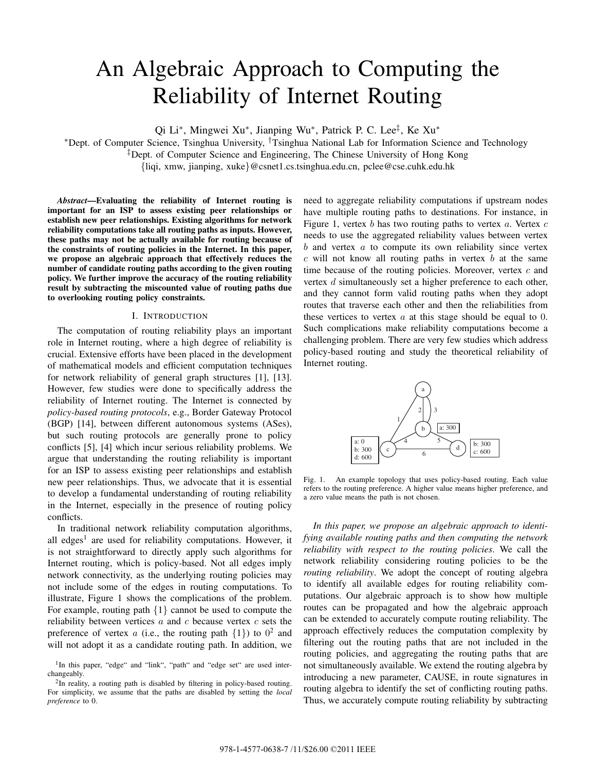# An Algebraic Approach to Computing the Reliability of Internet Routing

Qi Li[*], Mingwei Xu[*], Jianping Wu[*], Patrick P. C. Lee[‡], Ke Xu[*]

[*]Dept. of Computer Science, Tsinghua University, [†]Tsinghua National Lab for Information Science and Technology
[‡]Dept. of Computer Science and Engineering, The Chinese University of Hong Kong
{liqi, xmw, jianping, xuke}@csnet1.cs.tsinghua.edu.cn, pclee@cse.cuhk.edu.hk

***Abstract*—Evaluating the reliability of Internet routing is important for an ISP to assess existing peer relationships or establish new peer relationships. Existing algorithms for network reliability computations take all routing paths as inputs. However, these paths may not be actually available for routing because of the constraints of routing policies in the Internet. In this paper, we propose an algebraic approach that effectively reduces the number of candidate routing paths according to the given routing policy. We further improve the accuracy of the routing reliability result by subtracting the miscounted value of routing paths due to overlooking routing policy constraints.**

## I. Introduction

The computation of routing reliability plays an important role in Internet routing, where a high degree of reliability is crucial. Extensive efforts have been placed in the development of mathematical models and efficient computation techniques for network reliability of general graph structures [1], [13]. However, few studies were done to specifically address the reliability of Internet routing. The Internet is connected by *policy-based routing protocols*, e.g., Border Gateway Protocol (BGP) [14], between different autonomous systems (ASes), but such routing protocols are generally prone to policy conflicts [5], [4] which incur serious reliability problems. We argue that understanding the routing reliability is important for an ISP to assess existing peer relationships and establish new peer relationships. Thus, we advocate that it is essential to develop a fundamental understanding of routing reliability in the Internet, especially in the presence of routing policy conflicts.

In traditional network reliability computation algorithms, all edges[1] are used for reliability computations. However, it is not straightforward to directly apply such algorithms for Internet routing, which is policy-based. Not all edges imply network connectivity, as the underlying routing policies may not include some of the edges in routing computations. To illustrate, Figure 1 shows the complications of the problem. For example, routing path $\{1\}$ cannot be used to compute the reliability between vertices $a$ and $c$ because vertex $c$ sets the preference of vertex $a$ (i.e., the routing path $\{1\}$) to 0[2] and will not adopt it as a candidate routing path. In addition, we need to aggregate reliability computations if upstream nodes have multiple routing paths to destinations. For instance, in Figure 1, vertex $b$ has two routing paths to vertex $a$. Vertex $c$ needs to use the aggregated reliability values between vertex $b$ and vertex $a$ to compute its own reliability since vertex $c$ will not know all routing paths in vertex $b$ at the same time because of the routing policies. Moreover, vertex $c$ and vertex $d$ simultaneously set a higher preference to each other, and they cannot form valid routing paths when they adopt routes that traverse each other and then the reliabilities from these vertices to vertex $a$ at this stage should be equal to 0. Such complications make reliability computations become a challenging problem. There are very few studies which address policy-based routing and study the theoretical reliability of Internet routing.

a
1
2
3
b
a: 300
4
5
a: 0
b: 300
d: 600
c
6
d
b: 300
c: 600

Fig. 1. An example topology that uses policy-based routing. Each value refers to the routing preference. A higher value means higher preference, and a zero value means the path is not chosen.

*In this paper, we propose an algebraic approach to identifying available routing paths and then computing the network reliability with respect to the routing policies*. We call the network reliability considering routing policies to be the *routing reliability*. We adopt the concept of routing algebra to identify all available edges for routing reliability computations. Our algebraic approach is to show how multiple routes can be propagated and how the algebraic approach can be extended to accurately compute routing reliability. The approach effectively reduces the computation complexity by filtering out the routing paths that are not included in the routing policies, and aggregating the routing paths that are not simultaneously available. We extend the routing algebra by introducing a new parameter, CAUSE, in route signatures in routing algebra to identify the set of conflicting routing paths. Thus, we accurately compute routing reliability by subtracting

[1] In this paper, "edge" and "link", "path" and "edge set" are used interchangeably.

[2] In reality, a routing path is disabled by filtering in policy-based routing. For simplicity, we assume that the paths are disabled by setting the *local preference* to 0.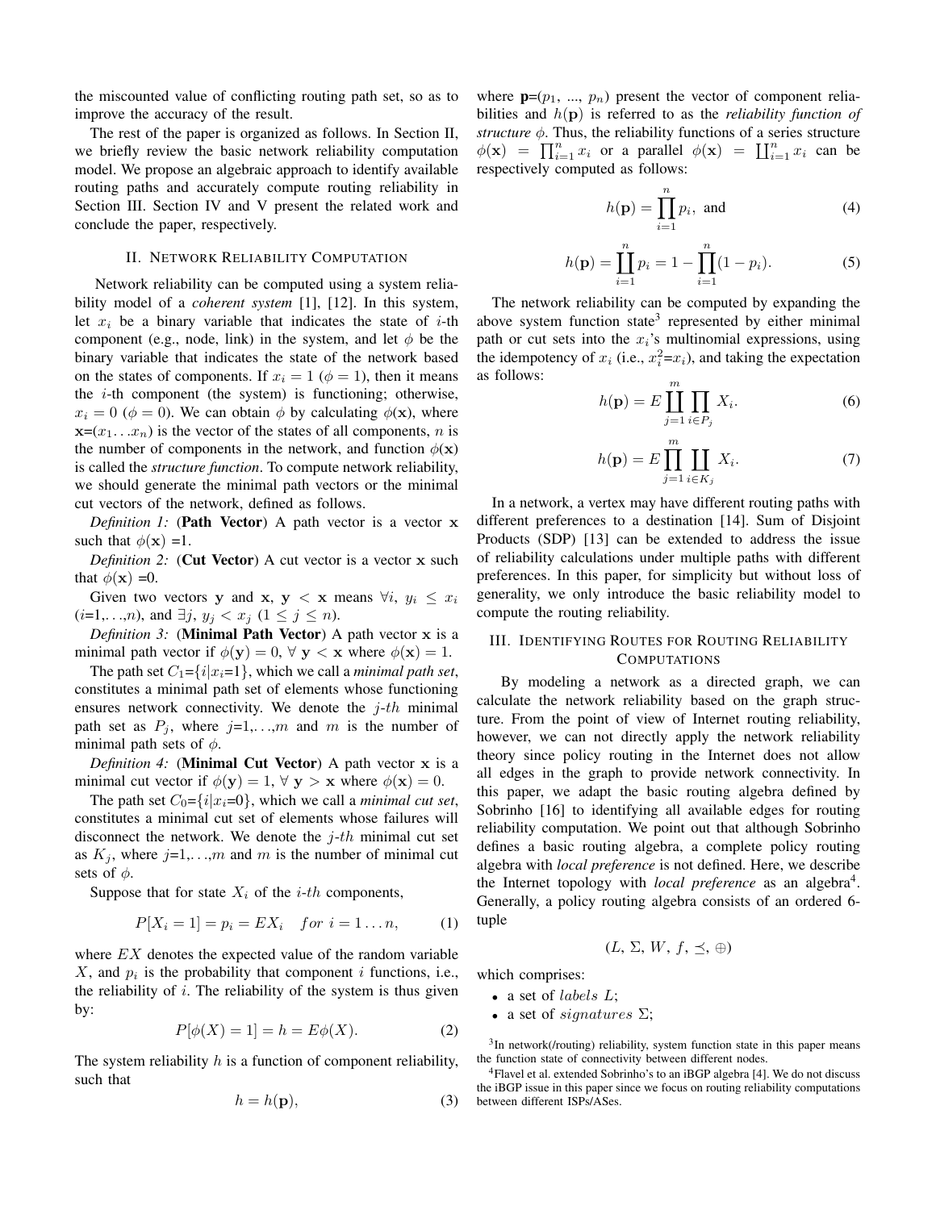the miscounted value of conflicting routing path set, so as to improve the accuracy of the result.

The rest of the paper is organized as follows. In Section II, we briefly review the basic network reliability computation model. We propose an algebraic approach to identify available routing paths and accurately compute routing reliability in Section III. Section IV and V present the related work and conclude the paper, respectively.

## II. Network Reliability Computation

Network reliability can be computed using a system reliability model of a *coherent system* [1], [12]. In this system, let $x_i$ be a binary variable that indicates the state of $i$-th component (e.g., node, link) in the system, and let $\phi$ be the binary variable that indicates the state of the network based on the states of components. If $x_i = 1$ ($\phi = 1$), then it means the $i$-th component (the system) is functioning; otherwise, $x_i = 0$ ($\phi = 0$). We can obtain $\phi$ by calculating $\phi(\mathbf{x})$, where $\mathbf{x}$=($x_1 \ldots x_n$) is the vector of the states of all components, $n$ is the number of components in the network, and function $\phi(\mathbf{x})$ is called the *structure function*. To compute network reliability, we should generate the minimal path vectors or the minimal cut vectors of the network, defined as follows.

*Definition 1:* (**Path Vector**) A path vector is a vector $\mathbf{x}$ such that $\phi(\mathbf{x})$ =1.

*Definition 2:* (**Cut Vector**) A cut vector is a vector $\mathbf{x}$ such that $\phi(\mathbf{x})$ =0.

Given two vectors $\mathbf{y}$ and $\mathbf{x}$, $\mathbf{y} < \mathbf{x}$ means $\forall i$, $y_i \leq x_i$ ($i$=1,...,$n$), and $\exists j$, $y_j < x_j$ ($1 \leq j \leq n$).

*Definition 3:* (**Minimal Path Vector**) A path vector $\mathbf{x}$ is a minimal path vector if $\phi(\mathbf{y}) = 0$, $\forall$ $\mathbf{y} < \mathbf{x}$ where $\phi(\mathbf{x}) = 1$.

The path set $C_1$={$i|x_i$=1}, which we call a *minimal path set*, constitutes a minimal path set of elements whose functioning ensures network connectivity. We denote the $j$-$th$ minimal path set as $P_j$, where $j$=1,...,$m$ and $m$ is the number of minimal path sets of $\phi$.

*Definition 4:* (**Minimal Cut Vector**) A path vector $\mathbf{x}$ is a minimal cut vector if $\phi(\mathbf{y}) = 1$, $\forall$ $\mathbf{y} > \mathbf{x}$ where $\phi(\mathbf{x}) = 0$.

The path set $C_0$={$i|x_i$=0}, which we call a *minimal cut set*, constitutes a minimal cut set of elements whose failures will disconnect the network. We denote the $j$-$th$ minimal cut set as $K_j$, where $j$=1,...,$m$ and $m$ is the number of minimal cut sets of $\phi$.

Suppose that for state $X_i$ of the $i$-$th$ components,

$$P[X_i = 1] = p_i = EX_i \quad for\ i = 1 \ldots n, \tag{1}$$

where $EX$ denotes the expected value of the random variable $X$, and $p_i$ is the probability that component $i$ functions, i.e., the reliability of $i$. The reliability of the system is thus given by:

$$P[\phi(X) = 1] = h = E\phi(X). \tag{2}$$

The system reliability $h$ is a function of component reliability, such that

$$h = h(\mathbf{p}), \tag{3}$$

where $\mathbf{p}$=($p_1$, ..., $p_n$) present the vector of component reliabilities and $h(\mathbf{p})$ is referred to as the *reliability function of structure* $\phi$. Thus, the reliability functions of a series structure $\phi(\mathbf{x}) = \prod_{i=1}^{n} x_i$ or a parallel $\phi(\mathbf{x}) = \coprod_{i=1}^{n} x_i$ can be respectively computed as follows:

$$h(\mathbf{p}) = \prod_{i=1}^{n} p_i, \text{ and} \tag{4}$$

$$h(\mathbf{p}) = \coprod_{i=1}^{n} p_i = 1 - \prod_{i=1}^{n} (1 - p_i). \tag{5}$$

The network reliability can be computed by expanding the above system function state[3] represented by either minimal path or cut sets into the $x_i$'s multinomial expressions, using the idempotency of $x_i$ (i.e., $x_i^2$=$x_i$), and taking the expectation as follows:

$$h(\mathbf{p}) = E \coprod_{j=1}^{m} \prod_{i \in P_j} X_i. \tag{6}$$

$$h(\mathbf{p}) = E \prod_{j=1}^{m} \coprod_{i \in K_j} X_i. \tag{7}$$

In a network, a vertex may have different routing paths with different preferences to a destination [14]. Sum of Disjoint Products (SDP) [13] can be extended to address the issue of reliability calculations under multiple paths with different preferences. In this paper, for simplicity but without loss of generality, we only introduce the basic reliability model to compute the routing reliability.

## III. Identifying Routes for Routing Reliability Computations

By modeling a network as a directed graph, we can calculate the network reliability based on the graph structure. From the point of view of Internet routing reliability, however, we can not directly apply the network reliability theory since policy routing in the Internet does not allow all edges in the graph to provide network connectivity. In this paper, we adapt the basic routing algebra defined by Sobrinho [16] to identifying all available edges for routing reliability computation. We point out that although Sobrinho defines a basic routing algebra, a complete policy routing algebra with *local preference* is not defined. Here, we describe the Internet topology with *local preference* as an algebra[4]. Generally, a policy routing algebra consists of an ordered 6-tuple

$$(L,\ \Sigma,\ W,\ f,\ \preceq,\ \oplus)$$

which comprises:

- a set of $labels$ $L$;
- a set of $signatures$ $\Sigma$;

[3] In network(/routing) reliability, system function state in this paper means the function state of connectivity between different nodes.

[4] Flavel et al. extended Sobrinho's to an iBGP algebra [4]. We do not discuss the iBGP issue in this paper since we focus on routing reliability computations between different ISPs/ASes.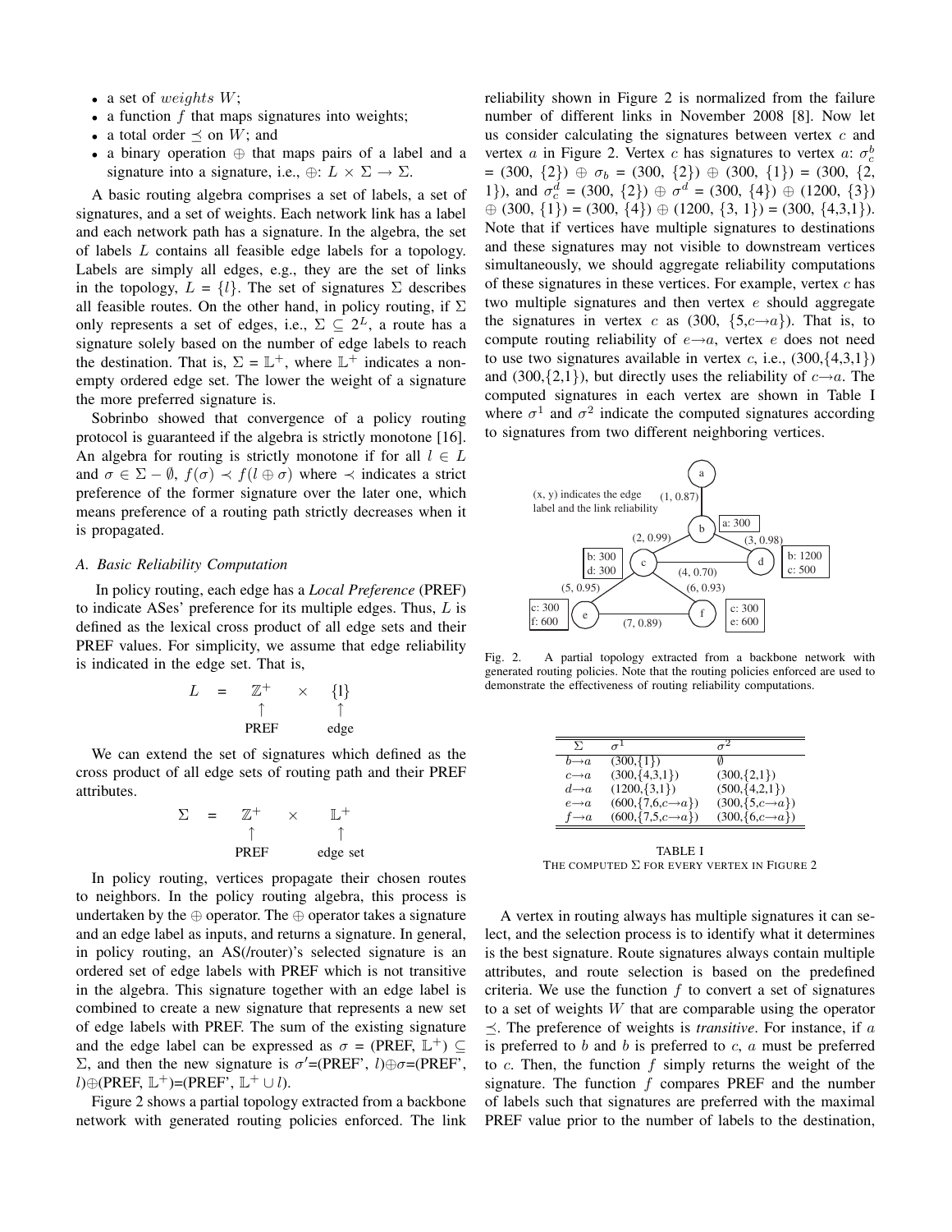- a set of $weights$ $W$;
- a function $f$ that maps signatures into weights;
- a total order $\preceq$ on $W$; and
- a binary operation $\oplus$ that maps pairs of a label and a signature into a signature, i.e., $\oplus$: $L \times \Sigma \rightarrow \Sigma$.

A basic routing algebra comprises a set of labels, a set of signatures, and a set of weights. Each network link has a label and each network path has a signature. In the algebra, the set of labels $L$ contains all feasible edge labels for a topology. Labels are simply all edges, e.g., they are the set of links in the topology, $L = \{l\}$. The set of signatures $\Sigma$ describes all feasible routes. On the other hand, in policy routing, if $\Sigma$ only represents a set of edges, i.e., $\Sigma \subseteq 2^L$, a route has a signature solely based on the number of edge labels to reach the destination. That is, $\Sigma = \mathbb{L}^+$, where $\mathbb{L}^+$ indicates a non-empty ordered edge set. The lower the weight of a signature the more preferred signature is.

Sobrinbo showed that convergence of a policy routing protocol is guaranteed if the algebra is strictly monotone [16]. An algebra for routing is strictly monotone if for all $l \in L$ and $\sigma \in \Sigma - \emptyset$, $f(\sigma) \prec f(l \oplus \sigma)$ where $\prec$ indicates a strict preference of the former signature over the later one, which means preference of a routing path strictly decreases when it is propagated.

### A. Basic Reliability Computation

In policy routing, each edge has a *Local Preference* (PREF) to indicate ASes' preference for its multiple edges. Thus, $L$ is defined as the lexical cross product of all edge sets and their PREF values. For simplicity, we assume that edge reliability is indicated in the edge set. That is,

$$L = \underset{\text{PREF}}{\underset{\uparrow}{\mathbb{Z}^+}} \times \underset{\text{edge}}{\underset{\uparrow}{\{l\}}}$$

We can extend the set of signatures which defined as the cross product of all edge sets of routing path and their PREF attributes.

$$\Sigma = \underset{\text{PREF}}{\underset{\uparrow}{\mathbb{Z}^+}} \times \underset{\text{edge set}}{\underset{\uparrow}{\mathbb{L}^+}}$$

In policy routing, vertices propagate their chosen routes to neighbors. In the policy routing algebra, this process is undertaken by the $\oplus$ operator. The $\oplus$ operator takes a signature and an edge label as inputs, and returns a signature. In general, in policy routing, an AS(/router)'s selected signature is an ordered set of edge labels with PREF which is not transitive in the algebra. This signature together with an edge label is combined to create a new signature that represents a new set of edge labels with PREF. The sum of the existing signature and the edge label can be expressed as $\sigma$ = (PREF, $\mathbb{L}^+$) $\subseteq \Sigma$, and then the new signature is $\sigma'$=(PREF', $l$)$\oplus\sigma$=(PREF', $l$)$\oplus$(PREF, $\mathbb{L}^+$)=(PREF', $\mathbb{L}^+ \cup l$).

Figure 2 shows a partial topology extracted from a backbone network with generated routing policies enforced. The link reliability shown in Figure 2 is normalized from the failure number of different links in November 2008 [8]. Now let us consider calculating the signatures between vertex $c$ and vertex $a$ in Figure 2. Vertex $c$ has signatures to vertex $a$: $\sigma_c^b$ = (300, {2}) $\oplus$ $\sigma_b$ = (300, {2}) $\oplus$ (300, {1}) = (300, {2, 1}), and $\sigma_c^d$ = (300, {2}) $\oplus$ $\sigma^d$ = (300, {4}) $\oplus$ (1200, {3}) $\oplus$ (300, {1}) = (300, {4}) $\oplus$ (1200, {3, 1}) = (300, {4,3,1}). Note that if vertices have multiple signatures to destinations and these signatures may not visible to downstream vertices simultaneously, we should aggregate reliability computations of these signatures in these vertices. For example, vertex $c$ has two multiple signatures and then vertex $e$ should aggregate the signatures in vertex $c$ as (300, {5,$c \rightarrow a$}). That is, to compute routing reliability of $e \rightarrow a$, vertex $e$ does not need to use two signatures available in vertex $c$, i.e., (300,{4,3,1}) and (300,{2,1}), but directly uses the reliability of $c \rightarrow a$. The computed signatures in each vertex are shown in Table I where $\sigma^1$ and $\sigma^2$ indicate the computed signatures according to signatures from two different neighboring vertices.

Fig. 2. A partial topology extracted from a backbone network with generated routing policies. Note that the routing policies enforced are used to demonstrate the effectiveness of routing reliability computations.

| $\Sigma$ | $\sigma^1$ | $\sigma^2$ |
|---|---|---|
| $b \rightarrow a$ | (300,{1}) | $\emptyset$ |
| $c \rightarrow a$ | (300,{4,3,1}) | (300,{2,1}) |
| $d \rightarrow a$ | (1200,{3,1}) | (500,{4,2,1}) |
| $e \rightarrow a$ | (600,{7,6,$c \rightarrow a$}) | (300,{5,$c \rightarrow a$}) |
| $f \rightarrow a$ | (600,{7,5,$c \rightarrow a$}) | (300,{6,$c \rightarrow a$}) |

TABLE I
THE COMPUTED $\Sigma$ FOR EVERY VERTEX IN FIGURE 2

A vertex in routing always has multiple signatures it can select, and the selection process is to identify what it determines is the best signature. Route signatures always contain multiple attributes, and route selection is based on the predefined criteria. We use the function $f$ to convert a set of signatures to a set of weights $W$ that are comparable using the operator $\preceq$. The preference of weights is *transitive*. For instance, if $a$ is preferred to $b$ and $b$ is preferred to $c$, $a$ must be preferred to $c$. Then, the function $f$ simply returns the weight of the signature. The function $f$ compares PREF and the number of labels such that signatures are preferred with the maximal PREF value prior to the number of labels to the destination,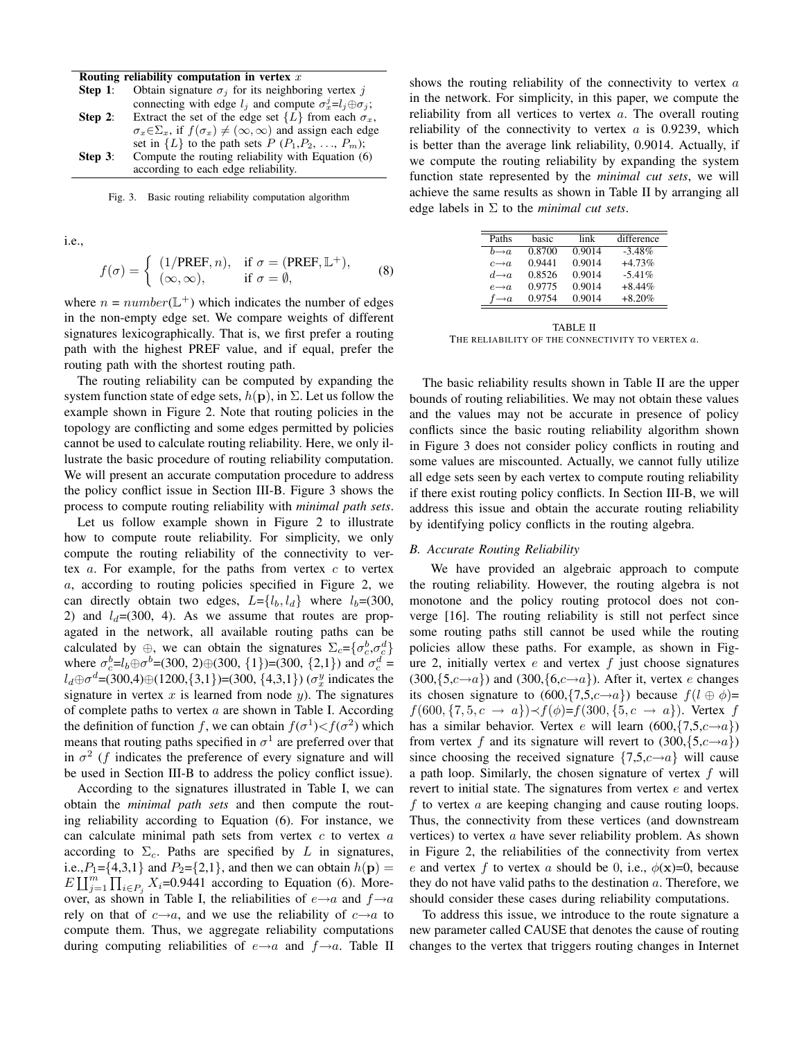| Routing reliability computation in vertex $x$ | |
|---|---|
| **Step 1**: | Obtain signature $\sigma_j$ for its neighboring vertex $j$ connecting with edge $l_j$ and compute $\sigma_x^j$=$l_j$⊕$\sigma_j$; |
| **Step 2**: | Extract the set of the edge set $\{L\}$ from each $\sigma_x$, $\sigma_x \in \Sigma_x$, if $f(\sigma_x) \neq (\infty, \infty)$ and assign each edge set in $\{L\}$ to the path sets $P$ ($P_1$,$P_2$, ..., $P_m$); |
| **Step 3**: | Compute the routing reliability with Equation (6) according to each edge reliability. |

Fig. 3. Basic routing reliability computation algorithm

i.e.,

$$f(\sigma) = \begin{cases} (1/\text{PREF}, n), & \text{if } \sigma = (\text{PREF}, \mathbb{L}^{+}), \\ (\infty, \infty), & \text{if } \sigma = \emptyset, \end{cases} \tag{8}$$

where $n = number(\mathbb{L}^{+})$ which indicates the number of edges in the non-empty edge set. We compare weights of different signatures lexicographically. That is, we first prefer a routing path with the highest PREF value, and if equal, prefer the routing path with the shortest routing path.

The routing reliability can be computed by expanding the system function state of edge sets, $h(\mathbf{p})$, in $\Sigma$. Let us follow the example shown in Figure 2. Note that routing policies in the topology are conflicting and some edges permitted by policies cannot be used to calculate routing reliability. Here, we only illustrate the basic procedure of routing reliability computation. We will present an accurate computation procedure to address the policy conflict issue in Section III-B. Figure 3 shows the process to compute routing reliability with *minimal path sets*.

Let us follow example shown in Figure 2 to illustrate how to compute route reliability. For simplicity, we only compute the routing reliability of the connectivity from vertex $c$ to vertex $a$. For example, for the paths from vertex $c$ to vertex $a$, according to routing policies specified in Figure 2, we can directly obtain two edges, $L$=$\{l_b, l_d\}$ where $l_b$=(300, 2) and $l_d$=(300, 4). As we assume that routes are propagated in the network, all available routing paths can be calculated by ⊕, we can obtain the signatures $\Sigma_c$=$\{\sigma_c^b$,$\sigma_c^d\}$ where $\sigma_c^b$=$l_b$⊕$\sigma^b$=(300, 2)⊕(300, {1})=(300, {2,1}) and $\sigma_c^d$ = $l_d$⊕$\sigma^d$=(300,4)⊕(1200,{3,1})=(300, {4,3,1}) ($\sigma_x^y$ indicates the signature in vertex $x$ is learned from node $y$). The signatures of complete paths to vertex $a$ are shown in Table I. According the definition of function $f$, we can obtain $f(\sigma^1)$<$f(\sigma^2)$ which means that routing paths specified in $\sigma^1$ are preferred over that in $\sigma^2$ ($f$ indicates the preference of every signature and will be used in Section III-B to address the policy conflict issue).

According to the signatures illustrated in Table I, we can obtain the *minimal path sets* and then compute the routing reliability according to Equation (6). For instance, we can calculate minimal path sets from vertex $c$ to vertex $a$ according to $\Sigma_c$. Paths are specified by $L$ in signatures, i.e.,$P_1$={4,3,1} and $P_2$={2,1}, and then we can obtain $h(\mathbf{p}) = E\prod_{j=1}^{m}\prod_{i \in P_j} X_i$=0.9441 according to Equation (6). Moreover, as shown in Table I, the reliabilities of $e$→$a$ and $f$→$a$ rely on that of $c$→$a$, and we use the reliability of $c$→$a$ to compute them. Thus, we aggregate reliability computations during computing reliabilities of $e$→$a$ and $f$→$a$. Table II shows the routing reliability of the connectivity to vertex $a$ in the network. For simplicity, in this paper, we compute the reliability from all vertices to vertex $a$. The overall routing reliability of the connectivity to vertex $a$ is 0.9239, which is better than the average link reliability, 0.9014. Actually, if we compute the routing reliability by expanding the system function state represented by the *minimal cut sets*, we will achieve the same results as shown in Table II by arranging all edge labels in $\Sigma$ to the *minimal cut sets*.

| Paths | basic | link | difference |
|---|---|---|---|
| $b$→$a$ | 0.8700 | 0.9014 | -3.48% |
| $c$→$a$ | 0.9441 | 0.9014 | +4.73% |
| $d$→$a$ | 0.8526 | 0.9014 | -5.41% |
| $e$→$a$ | 0.9775 | 0.9014 | +8.44% |
| $f$→$a$ | 0.9754 | 0.9014 | +8.20% |

TABLE II
THE RELIABILITY OF THE CONNECTIVITY TO VERTEX $a$.

The basic reliability results shown in Table II are the upper bounds of routing reliabilities. We may not obtain these values and the values may not be accurate in presence of policy conflicts since the basic routing reliability algorithm shown in Figure 3 does not consider policy conflicts in routing and some values are miscounted. Actually, we cannot fully utilize all edge sets seen by each vertex to compute routing reliability if there exist routing policy conflicts. In Section III-B, we will address this issue and obtain the accurate routing reliability by identifying policy conflicts in the routing algebra.

### B. Accurate Routing Reliability

We have provided an algebraic approach to compute the routing reliability. However, the routing algebra is not monotone and the policy routing protocol does not converge [16]. The routing reliability is still not perfect since some routing paths still cannot be used while the routing policies allow these paths. For example, as shown in Figure 2, initially vertex $e$ and vertex $f$ just choose signatures (300,{5,$c$→$a$}) and (300,{6,$c$→$a$}). After it, vertex $e$ changes its chosen signature to (600,{7,5,$c$→$a$}) because $f(l \oplus \phi)$= $f(600, \{7, 5, c \rightarrow a\}) \prec f(\phi)$=$f(300, \{5, c \rightarrow a\})$. Vertex $f$ has a similar behavior. Vertex $e$ will learn (600,{7,5,$c$→$a$}) from vertex $f$ and its signature will revert to (300,{5,$c$→$a$}) since choosing the received signature {7,5,$c$→$a$} will cause a path loop. Similarly, the chosen signature of vertex $f$ will revert to initial state. The signatures from vertex $e$ and vertex $f$ to vertex $a$ are keeping changing and cause routing loops. Thus, the connectivity from these vertices (and downstream vertices) to vertex $a$ have sever reliability problem. As shown in Figure 2, the reliabilities of the connectivity from vertex $e$ and vertex $f$ to vertex $a$ should be 0, i.e., $\phi(\mathbf{x})$=0, because they do not have valid paths to the destination $a$. Therefore, we should consider these cases during reliability computations.

To address this issue, we introduce to the route signature a new parameter called CAUSE that denotes the cause of routing changes to the vertex that triggers routing changes in Internet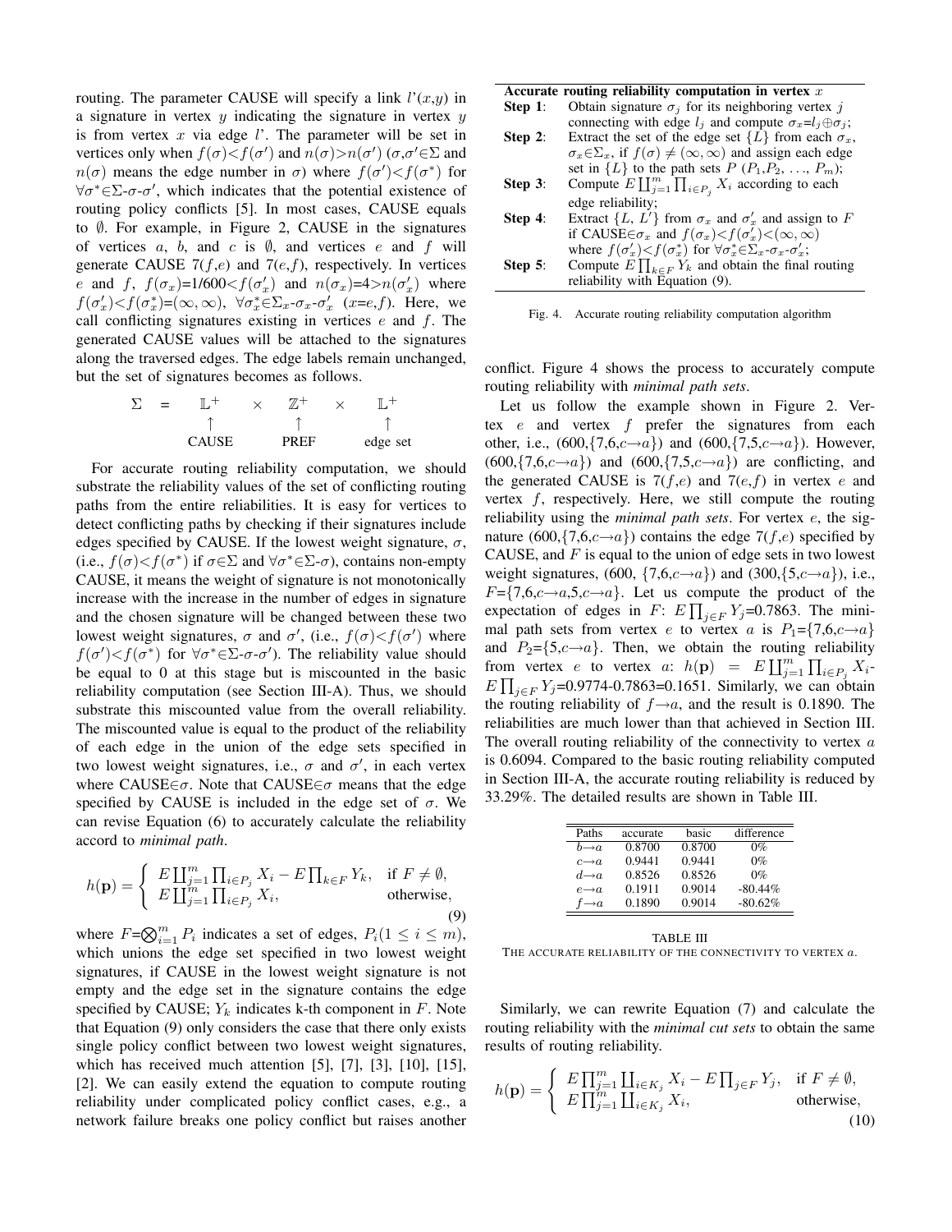routing. The parameter CAUSE will specify a link $l'(x,y)$ in a signature in vertex $y$ indicating the signature in vertex $y$ is from vertex $x$ via edge $l'$. The parameter will be set in vertices only when $f(\sigma)<f(\sigma')$ and $n(\sigma)>n(\sigma')$ ($\sigma,\sigma'\in\Sigma$ and $n(\sigma)$ means the edge number in $\sigma$) where $f(\sigma')<f(\sigma^*)$ for $\forall\sigma^*\in\Sigma$-$\sigma$-$\sigma'$, which indicates that the potential existence of routing policy conflicts [5]. In most cases, CAUSE equals to $\emptyset$. For example, in Figure 2, CAUSE in the signatures of vertices $a$, $b$, and $c$ is $\emptyset$, and vertices $e$ and $f$ will generate CAUSE 7($f$,$e$) and 7($e$,$f$), respectively. In vertices $e$ and $f$, $f(\sigma_x)$=1/600$<f(\sigma'_x)$ and $n(\sigma_x)$=4$>n(\sigma'_x)$ where $f(\sigma'_x)<f(\sigma^*_x)$=$(\infty,\infty)$, $\forall\sigma^*_x\in\Sigma_x$-$\sigma_x$-$\sigma'_x$ ($x$=$e$,$f$). Here, we call conflicting signatures existing in vertices $e$ and $f$. The generated CAUSE values will be attached to the signatures along the traversed edges. The edge labels remain unchanged, but the set of signatures becomes as follows.

$$\begin{array}{ccccccc} \Sigma & = & \mathbb{L}^+ & \times & \mathbb{Z}^+ & \times & \mathbb{L}^+ \\ & & \uparrow & & \uparrow & & \uparrow \\ & & \text{CAUSE} & & \text{PREF} & & \text{edge set} \end{array}$$

For accurate routing reliability computation, we should substrate the reliability values of the set of conflicting routing paths from the entire reliabilities. It is easy for vertices to detect conflicting paths by checking if their signatures include edges specified by CAUSE. If the lowest weight signature, $\sigma$, (i.e., $f(\sigma)<f(\sigma^*)$ if $\sigma\in\Sigma$ and $\forall\sigma^*\in\Sigma$-$\sigma$), contains non-empty CAUSE, it means the weight of signature is not monotonically increase with the increase in the number of edges in signature and the chosen signature will be changed between these two lowest weight signatures, $\sigma$ and $\sigma'$, (i.e., $f(\sigma)<f(\sigma')$ where $f(\sigma')<f(\sigma^*)$ for $\forall\sigma^*\in\Sigma$-$\sigma$-$\sigma'$). The reliability value should be equal to 0 at this stage but is miscounted in the basic reliability computation (see Section III-A). Thus, we should substrate this miscounted value from the overall reliability. The miscounted value is equal to the product of the reliability of each edge in the union of the edge sets specified in two lowest weight signatures, i.e., $\sigma$ and $\sigma'$, in each vertex where CAUSE$\in\sigma$. Note that CAUSE$\in\sigma$ means that the edge specified by CAUSE is included in the edge set of $\sigma$. We can revise Equation (6) to accurately calculate the reliability accord to *minimal path*.

$$h(\mathbf{p}) = \begin{cases} E\coprod_{j=1}^{m}\prod_{i\in P_j} X_i - E\prod_{k\in F} Y_k, & \text{if } F\neq\emptyset, \\ E\coprod_{j=1}^{m}\prod_{i\in P_j} X_i, & \text{otherwise,} \end{cases} \tag{9}$$

where $F$=$\bigotimes_{i=1}^{m} P_i$ indicates a set of edges, $P_i (1\leq i\leq m)$, which unions the edge set specified in two lowest weight signatures, if CAUSE in the lowest weight signature is not empty and the edge set in the signature contains the edge specified by CAUSE; $Y_k$ indicates k-th component in $F$. Note that Equation (9) only considers the case that there only exists single policy conflict between two lowest weight signatures, which has received much attention [5], [7], [3], [10], [15], [2]. We can easily extend the equation to compute routing reliability under complicated policy conflict cases, e.g., a network failure breaks one policy conflict but raises another conflict. Figure 4 shows the process to accurately compute routing reliability with *minimal path sets*.

**Accurate routing reliability computation in vertex $x$**

**Step 1**: Obtain signature $\sigma_j$ for its neighboring vertex $j$ connecting with edge $l_j$ and compute $\sigma_x$=$l_j\oplus\sigma_j$;
**Step 2**: Extract the set of the edge set $\{L\}$ from each $\sigma_x$, $\sigma_x\in\Sigma_x$, if $f(\sigma)\neq(\infty,\infty)$ and assign each edge set in $\{L\}$ to the path sets $P$ ($P_1$,$P_2$, ..., $P_m$);
**Step 3**: Compute $E\coprod_{j=1}^{m}\prod_{i\in P_j} X_i$ according to each edge reliability;
**Step 4**: Extract $\{L, L'\}$ from $\sigma_x$ and $\sigma'_x$ and assign to $F$ if CAUSE$\in\sigma_x$ and $f(\sigma_x)<f(\sigma'_x)<(\infty,\infty)$ where $f(\sigma'_x)<f(\sigma^*_x)$ for $\forall\sigma^*_x\in\Sigma_x$-$\sigma_x$-$\sigma'_x$;
**Step 5**: Compute $E\prod_{k\in F} Y_k$ and obtain the final routing reliability with Equation (9).

Fig. 4. Accurate routing reliability computation algorithm

Let us follow the example shown in Figure 2. Vertex $e$ and vertex $f$ prefer the signatures from each other, i.e., (600,{7,6,$c\to a$}) and (600,{7,5,$c\to a$}). However, (600,{7,6,$c\to a$}) and (600,{7,5,$c\to a$}) are conflicting, and the generated CAUSE is 7($f$,$e$) and 7($e$,$f$) in vertex $e$ and vertex $f$, respectively. Here, we still compute the routing reliability using the *minimal path sets*. For vertex $e$, the signature (600,{7,6,$c\to a$}) contains the edge 7($f$,$e$) specified by CAUSE, and $F$ is equal to the union of edge sets in two lowest weight signatures, (600, {7,6,$c\to a$}) and (300,{5,$c\to a$}), i.e., $F$={7,6,$c\to a$,5,$c\to a$}. Let us compute the product of the expectation of edges in $F$: $E\prod_{j\in F} Y_j$=0.7863. The minimal path sets from vertex $e$ to vertex $a$ is $P_1$={7,6,$c\to a$} and $P_2$={5,$c\to a$}. Then, we obtain the routing reliability from vertex $e$ to vertex $a$: $h(\mathbf{p}) = E\coprod_{j=1}^{m}\prod_{i\in P_j} X_i$-$E\prod_{j\in F} Y_j$=0.9774-0.7863=0.1651. Similarly, we can obtain the routing reliability of $f\to a$, and the result is 0.1890. The reliabilities are much lower than that achieved in Section III. The overall routing reliability of the connectivity to vertex $a$ is 0.6094. Compared to the basic routing reliability computed in Section III-A, the accurate routing reliability is reduced by 33.29%. The detailed results are shown in Table III.

| Paths | accurate | basic | difference |
|---|---|---|---|
| $b\to a$ | 0.8700 | 0.8700 | 0% |
| $c\to a$ | 0.9441 | 0.9441 | 0% |
| $d\to a$ | 0.8526 | 0.8526 | 0% |
| $e\to a$ | 0.1911 | 0.9014 | -80.44% |
| $f\to a$ | 0.1890 | 0.9014 | -80.62% |

TABLE III
THE ACCURATE RELIABILITY OF THE CONNECTIVITY TO VERTEX $a$.

Similarly, we can rewrite Equation (7) and calculate the routing reliability with the *minimal cut sets* to obtain the same results of routing reliability.

$$h(\mathbf{p}) = \begin{cases} E\prod_{j=1}^{m}\coprod_{i\in K_j} X_i - E\prod_{j\in F} Y_j, & \text{if } F\neq\emptyset, \\ E\prod_{j=1}^{m}\coprod_{i\in K_j} X_i, & \text{otherwise,} \end{cases} \tag{10}$$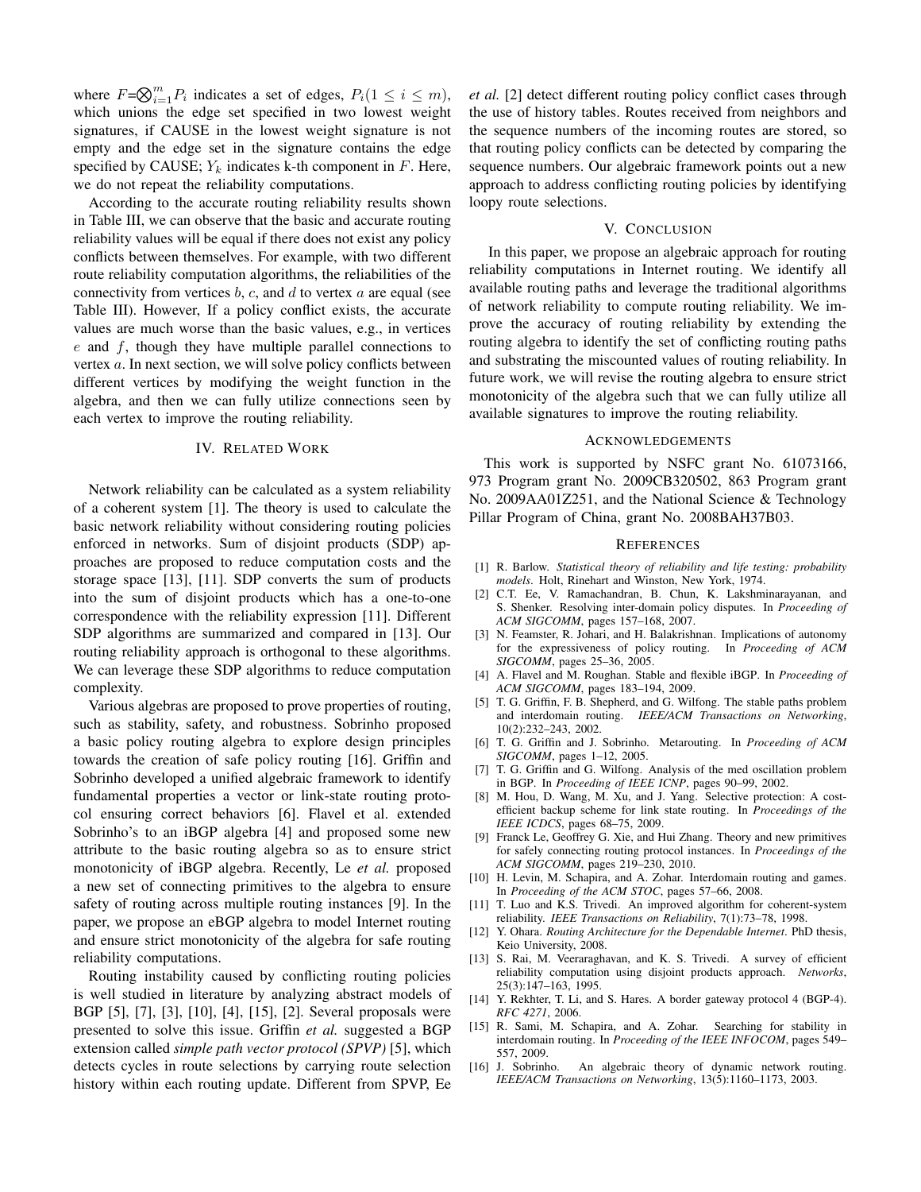where $F=\bigotimes_{i=1}^{m} P_i$ indicates a set of edges, $P_i (1 \leq i \leq m)$, which unions the edge set specified in two lowest weight signatures, if CAUSE in the lowest weight signature is not empty and the edge set in the signature contains the edge specified by CAUSE; $Y_k$ indicates k-th component in $F$. Here, we do not repeat the reliability computations.

According to the accurate routing reliability results shown in Table III, we can observe that the basic and accurate routing reliability values will be equal if there does not exist any policy conflicts between themselves. For example, with two different route reliability computation algorithms, the reliabilities of the connectivity from vertices $b$, $c$, and $d$ to vertex $a$ are equal (see Table III). However, If a policy conflict exists, the accurate values are much worse than the basic values, e.g., in vertices $e$ and $f$, though they have multiple parallel connections to vertex $a$. In next section, we will solve policy conflicts between different vertices by modifying the weight function in the algebra, and then we can fully utilize connections seen by each vertex to improve the routing reliability.

## IV. Related Work

Network reliability can be calculated as a system reliability of a coherent system [1]. The theory is used to calculate the basic network reliability without considering routing policies enforced in networks. Sum of disjoint products (SDP) approaches are proposed to reduce computation costs and the storage space [13], [11]. SDP converts the sum of products into the sum of disjoint products which has a one-to-one correspondence with the reliability expression [11]. Different SDP algorithms are summarized and compared in [13]. Our routing reliability approach is orthogonal to these algorithms. We can leverage these SDP algorithms to reduce computation complexity.

Various algebras are proposed to prove properties of routing, such as stability, safety, and robustness. Sobrinho proposed a basic policy routing algebra to explore design principles towards the creation of safe policy routing [16]. Griffin and Sobrinho developed a unified algebraic framework to identify fundamental properties a vector or link-state routing protocol ensuring correct behaviors [6]. Flavel et al. extended Sobrinho's to an iBGP algebra [4] and proposed some new attribute to the basic routing algebra so as to ensure strict monotonicity of iBGP algebra. Recently, Le *et al.* proposed a new set of connecting primitives to the algebra to ensure safety of routing across multiple routing instances [9]. In the paper, we propose an eBGP algebra to model Internet routing and ensure strict monotonicity of the algebra for safe routing reliability computations.

Routing instability caused by conflicting routing policies is well studied in literature by analyzing abstract models of BGP [5], [7], [3], [10], [4], [15], [2]. Several proposals were presented to solve this issue. Griffin *et al.* suggested a BGP extension called *simple path vector protocol (SPVP)* [5], which detects cycles in route selections by carrying route selection history within each routing update. Different from SPVP, Ee *et al.* [2] detect different routing policy conflict cases through the use of history tables. Routes received from neighbors and the sequence numbers of the incoming routes are stored, so that routing policy conflicts can be detected by comparing the sequence numbers. Our algebraic framework points out a new approach to address conflicting routing policies by identifying loopy route selections.

## V. Conclusion

In this paper, we propose an algebraic approach for routing reliability computations in Internet routing. We identify all available routing paths and leverage the traditional algorithms of network reliability to compute routing reliability. We improve the accuracy of routing reliability by extending the routing algebra to identify the set of conflicting routing paths and substrating the miscounted values of routing reliability. In future work, we will revise the routing algebra to ensure strict monotonicity of the algebra such that we can fully utilize all available signatures to improve the routing reliability.

## Acknowledgements

This work is supported by NSFC grant No. 61073166, 973 Program grant No. 2009CB320502, 863 Program grant No. 2009AA01Z251, and the National Science & Technology Pillar Program of China, grant No. 2008BAH37B03.

## References

[1] R. Barlow. *Statistical theory of reliability and life testing: probability models*. Holt, Rinehart and Winston, New York, 1974.

[2] C.T. Ee, V. Ramachandran, B. Chun, K. Lakshminarayanan, and S. Shenker. Resolving inter-domain policy disputes. In *Proceeding of ACM SIGCOMM*, pages 157–168, 2007.

[3] N. Feamster, R. Johari, and H. Balakrishnan. Implications of autonomy for the expressiveness of policy routing. In *Proceeding of ACM SIGCOMM*, pages 25–36, 2005.

[4] A. Flavel and M. Roughan. Stable and flexible iBGP. In *Proceeding of ACM SIGCOMM*, pages 183–194, 2009.

[5] T. G. Griffin, F. B. Shepherd, and G. Wilfong. The stable paths problem and interdomain routing. *IEEE/ACM Transactions on Networking*, 10(2):232–243, 2002.

[6] T. G. Griffin and J. Sobrinho. Metarouting. In *Proceeding of ACM SIGCOMM*, pages 1–12, 2005.

[7] T. G. Griffin and G. Wilfong. Analysis of the med oscillation problem in BGP. In *Proceeding of IEEE ICNP*, pages 90–99, 2002.

[8] M. Hou, D. Wang, M. Xu, and J. Yang. Selective protection: A cost-efficient backup scheme for link state routing. In *Proceedings of the IEEE ICDCS*, pages 68–75, 2009.

[9] Franck Le, Geoffrey G. Xie, and Hui Zhang. Theory and new primitives for safely connecting routing protocol instances. In *Proceedings of the ACM SIGCOMM*, pages 219–230, 2010.

[10] H. Levin, M. Schapira, and A. Zohar. Interdomain routing and games. In *Proceeding of the ACM STOC*, pages 57–66, 2008.

[11] T. Luo and K.S. Trivedi. An improved algorithm for coherent-system reliability. *IEEE Transactions on Reliability*, 7(1):73–78, 1998.

[12] Y. Ohara. *Routing Architecture for the Dependable Internet*. PhD thesis, Keio University, 2008.

[13] S. Rai, M. Veeraraghavan, and K. S. Trivedi. A survey of efficient reliability computation using disjoint products approach. *Networks*, 25(3):147–163, 1995.

[14] Y. Rekhter, T. Li, and S. Hares. A border gateway protocol 4 (BGP-4). *RFC 4271*, 2006.

[15] R. Sami, M. Schapira, and A. Zohar. Searching for stability in interdomain routing. In *Proceeding of the IEEE INFOCOM*, pages 549–557, 2009.

[16] J. Sobrinho. An algebraic theory of dynamic network routing. *IEEE/ACM Transactions on Networking*, 13(5):1160–1173, 2003.